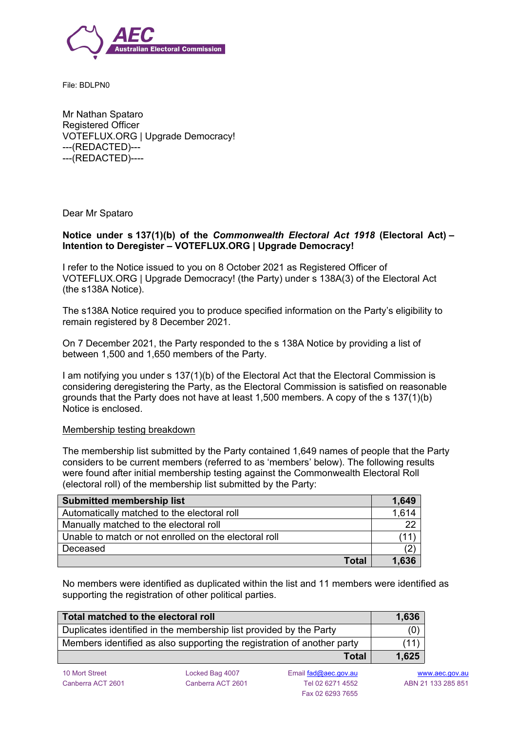File: BDLPN0

Mr Nathan Spataro
Registered Officer
VOTEFLUX.ORG | Upgrade Democracy!
---(REDACTED)---
---(REDACTED)----

Dear Mr Spataro

**Notice under s 137(1)(b) of the *Commonwealth Electoral Act 1918* (Electoral Act) – Intention to Deregister – VOTEFLUX.ORG | Upgrade Democracy!**

I refer to the Notice issued to you on 8 October 2021 as Registered Officer of VOTEFLUX.ORG | Upgrade Democracy! (the Party) under s 138A(3) of the Electoral Act (the s138A Notice).

The s138A Notice required you to produce specified information on the Party's eligibility to remain registered by 8 December 2021.

On 7 December 2021, the Party responded to the s 138A Notice by providing a list of between 1,500 and 1,650 members of the Party.

I am notifying you under s 137(1)(b) of the Electoral Act that the Electoral Commission is considering deregistering the Party, as the Electoral Commission is satisfied on reasonable grounds that the Party does not have at least 1,500 members. A copy of the s 137(1)(b) Notice is enclosed.

<u>Membership testing breakdown</u>

The membership list submitted by the Party contained 1,649 names of people that the Party considers to be current members (referred to as 'members' below). The following results were found after initial membership testing against the Commonwealth Electoral Roll (electoral roll) of the membership list submitted by the Party:

| **Submitted membership list** | **1,649** |
|---|---:|
| Automatically matched to the electoral roll | 1,614 |
| Manually matched to the electoral roll | 22 |
| Unable to match or not enrolled on the electoral roll | (11) |
| Deceased | (2) |
| **Total** | **1,636** |

No members were identified as duplicated within the list and 11 members were identified as supporting the registration of other political parties.

| **Total matched to the electoral roll** | **1,636** |
|---|---:|
| Duplicates identified in the membership list provided by the Party | (0) |
| Members identified as also supporting the registration of another party | (11) |
| **Total** | **1,625** |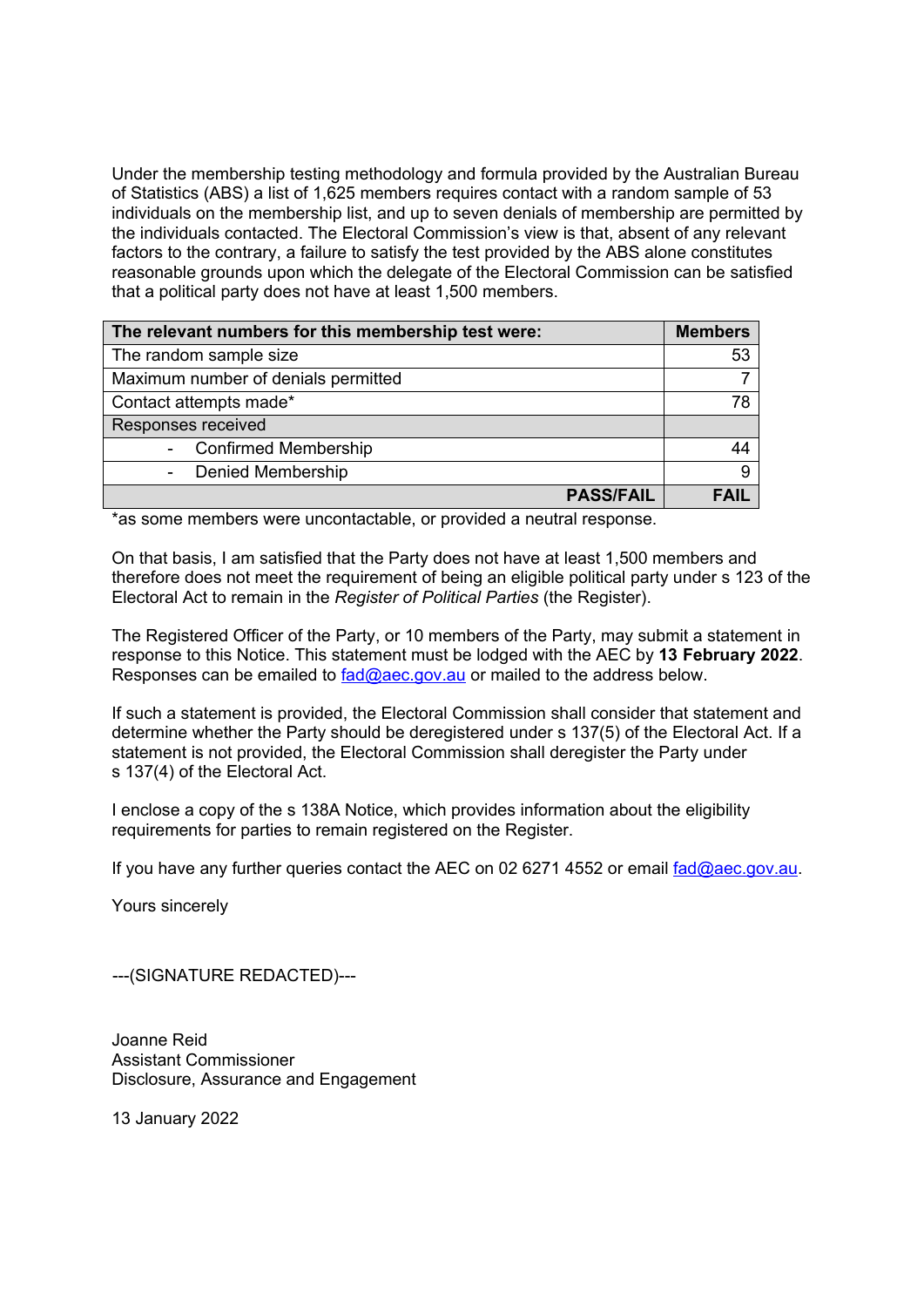Under the membership testing methodology and formula provided by the Australian Bureau of Statistics (ABS) a list of 1,625 members requires contact with a random sample of 53 individuals on the membership list, and up to seven denials of membership are permitted by the individuals contacted. The Electoral Commission's view is that, absent of any relevant factors to the contrary, a failure to satisfy the test provided by the ABS alone constitutes reasonable grounds upon which the delegate of the Electoral Commission can be satisfied that a political party does not have at least 1,500 members.

| The relevant numbers for this membership test were: | Members |
|---|---|
| The random sample size | 53 |
| Maximum number of denials permitted | 7 |
| Contact attempts made* | 78 |
| Responses received | |
| - Confirmed Membership | 44 |
| - Denied Membership | 9 |
| **PASS/FAIL** | **FAIL** |

*as some members were uncontactable, or provided a neutral response.

On that basis, I am satisfied that the Party does not have at least 1,500 members and therefore does not meet the requirement of being an eligible political party under s 123 of the Electoral Act to remain in the *Register of Political Parties* (the Register).

The Registered Officer of the Party, or 10 members of the Party, may submit a statement in response to this Notice. This statement must be lodged with the AEC by **13 February 2022**. Responses can be emailed to fad@aec.gov.au or mailed to the address below.

If such a statement is provided, the Electoral Commission shall consider that statement and determine whether the Party should be deregistered under s 137(5) of the Electoral Act. If a statement is not provided, the Electoral Commission shall deregister the Party under s 137(4) of the Electoral Act.

I enclose a copy of the s 138A Notice, which provides information about the eligibility requirements for parties to remain registered on the Register.

If you have any further queries contact the AEC on 02 6271 4552 or email fad@aec.gov.au.

Yours sincerely

---(SIGNATURE REDACTED)---

Joanne Reid
Assistant Commissioner
Disclosure, Assurance and Engagement

13 January 2022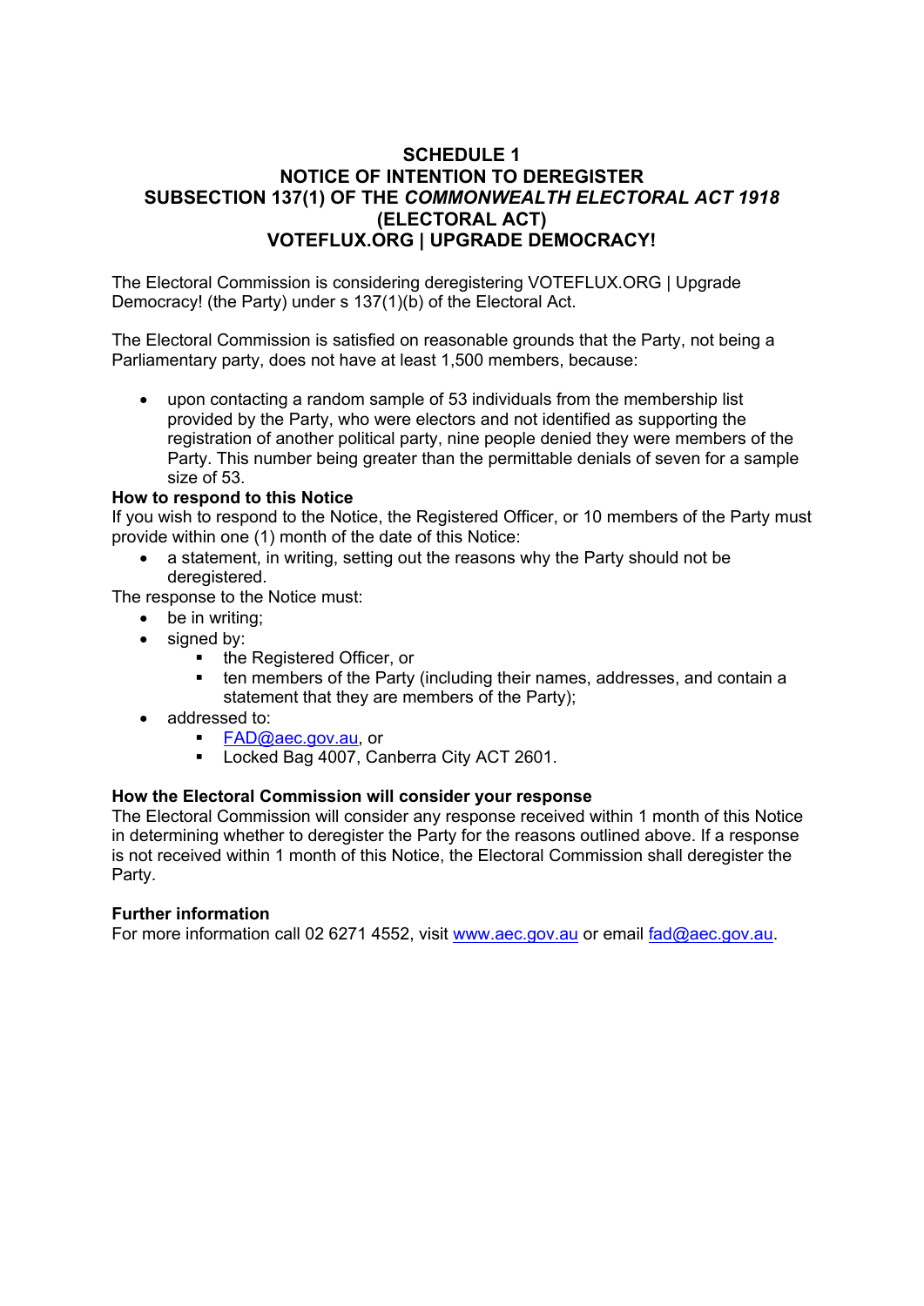# SCHEDULE 1
# NOTICE OF INTENTION TO DEREGISTER
# SUBSECTION 137(1) OF THE *COMMONWEALTH ELECTORAL ACT 1918* (ELECTORAL ACT)
# VOTEFLUX.ORG | UPGRADE DEMOCRACY!

The Electoral Commission is considering deregistering VOTEFLUX.ORG | Upgrade Democracy! (the Party) under s 137(1)(b) of the Electoral Act.

The Electoral Commission is satisfied on reasonable grounds that the Party, not being a Parliamentary party, does not have at least 1,500 members, because:

- upon contacting a random sample of 53 individuals from the membership list provided by the Party, who were electors and not identified as supporting the registration of another political party, nine people denied they were members of the Party. This number being greater than the permittable denials of seven for a sample size of 53.

**How to respond to this Notice**

If you wish to respond to the Notice, the Registered Officer, or 10 members of the Party must provide within one (1) month of the date of this Notice:

- a statement, in writing, setting out the reasons why the Party should not be deregistered.

The response to the Notice must:

- be in writing;
- signed by:
  - the Registered Officer, or
  - ten members of the Party (including their names, addresses, and contain a statement that they are members of the Party);
- addressed to:
  - FAD@aec.gov.au, or
  - Locked Bag 4007, Canberra City ACT 2601.

**How the Electoral Commission will consider your response**

The Electoral Commission will consider any response received within 1 month of this Notice in determining whether to deregister the Party for the reasons outlined above. If a response is not received within 1 month of this Notice, the Electoral Commission shall deregister the Party.

**Further information**

For more information call 02 6271 4552, visit www.aec.gov.au or email fad@aec.gov.au.